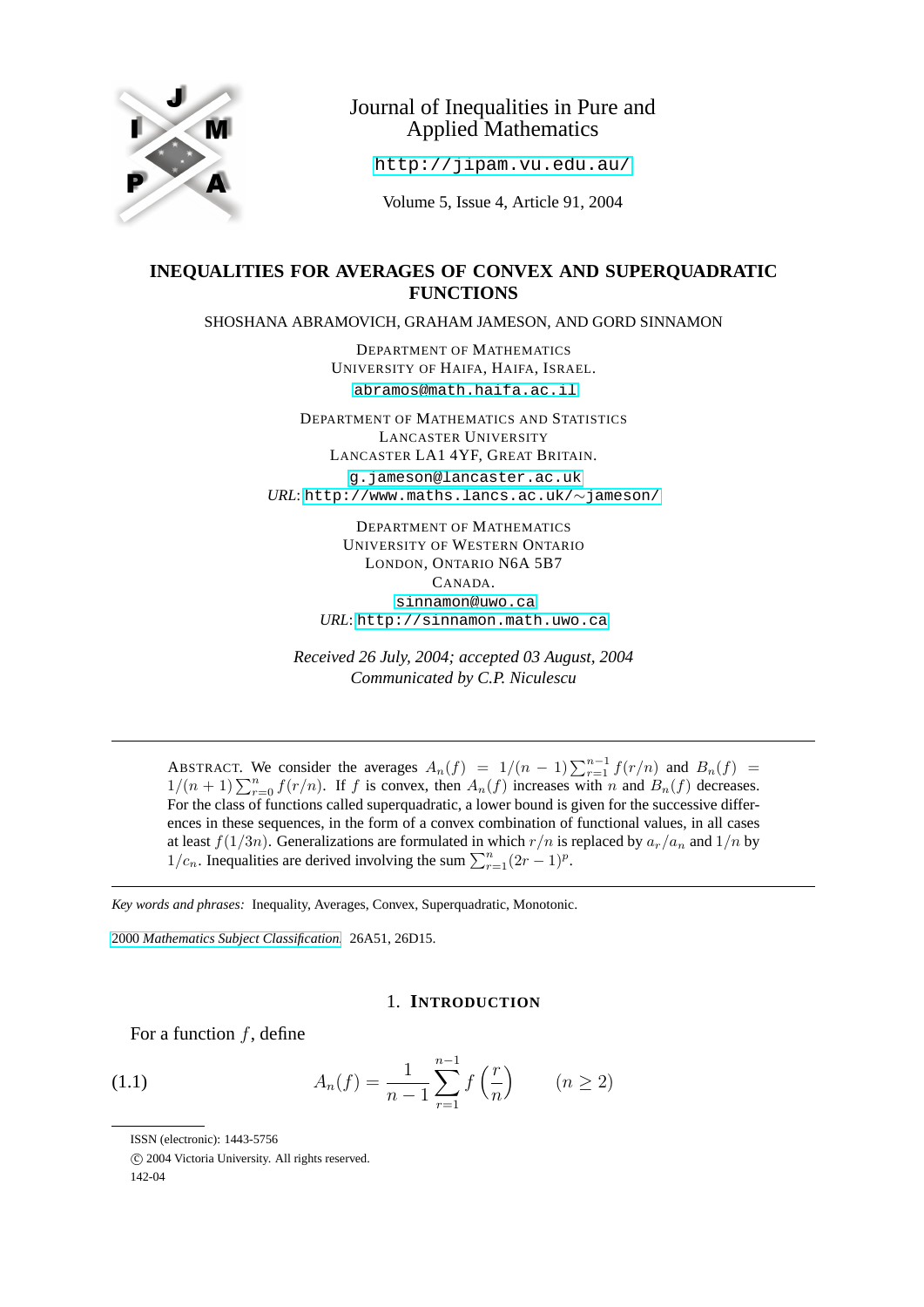Journal of Inequalities in Pure and Applied Mathematics

http://jipam.vu.edu.au/

Volume 5, Issue 4, Article 91, 2004

# INEQUALITIES FOR AVERAGES OF CONVEX AND SUPERQUADRATIC FUNCTIONS

SHOSHANA ABRAMOVICH, GRAHAM JAMESON, AND GORD SINNAMON

DEPARTMENT OF MATHEMATICS
UNIVERSITY OF HAIFA, HAIFA, ISRAEL.
abramos@math.haifa.ac.il

DEPARTMENT OF MATHEMATICS AND STATISTICS
LANCASTER UNIVERSITY
LANCASTER LA1 4YF, GREAT BRITAIN.
g.jameson@lancaster.ac.uk
*URL*: http://www.maths.lancs.ac.uk/∼jameson/

DEPARTMENT OF MATHEMATICS
UNIVERSITY OF WESTERN ONTARIO
LONDON, ONTARIO N6A 5B7
CANADA.
sinnamon@uwo.ca
*URL*: http://sinnamon.math.uwo.ca

*Received 26 July, 2004; accepted 03 August, 2004*
*Communicated by C.P. Niculescu*

---

ABSTRACT. We consider the averages $A_n(f) = 1/(n-1)\sum_{r=1}^{n-1} f(r/n)$ and $B_n(f) = 1/(n+1)\sum_{r=0}^{n} f(r/n)$. If $f$ is convex, then $A_n(f)$ increases with $n$ and $B_n(f)$ decreases. For the class of functions called superquadratic, a lower bound is given for the successive differences in these sequences, in the form of a convex combination of functional values, in all cases at least $f(1/3n)$. Generalizations are formulated in which $r/n$ is replaced by $a_r/a_n$ and $1/n$ by $1/c_n$. Inequalities are derived involving the sum $\sum_{r=1}^{n}(2r-1)^p$.

---

*Key words and phrases:* Inequality, Averages, Convex, Superquadratic, Monotonic.

2000 *Mathematics Subject Classification.* 26A51, 26D15.

## 1. INTRODUCTION

For a function $f$, define

$$A_n(f) = \frac{1}{n-1}\sum_{r=1}^{n-1} f\left(\frac{r}{n}\right) \qquad (n \geq 2) \tag{1.1}$$

ISSN (electronic): 1443-5756

© 2004 Victoria University. All rights reserved.

142-04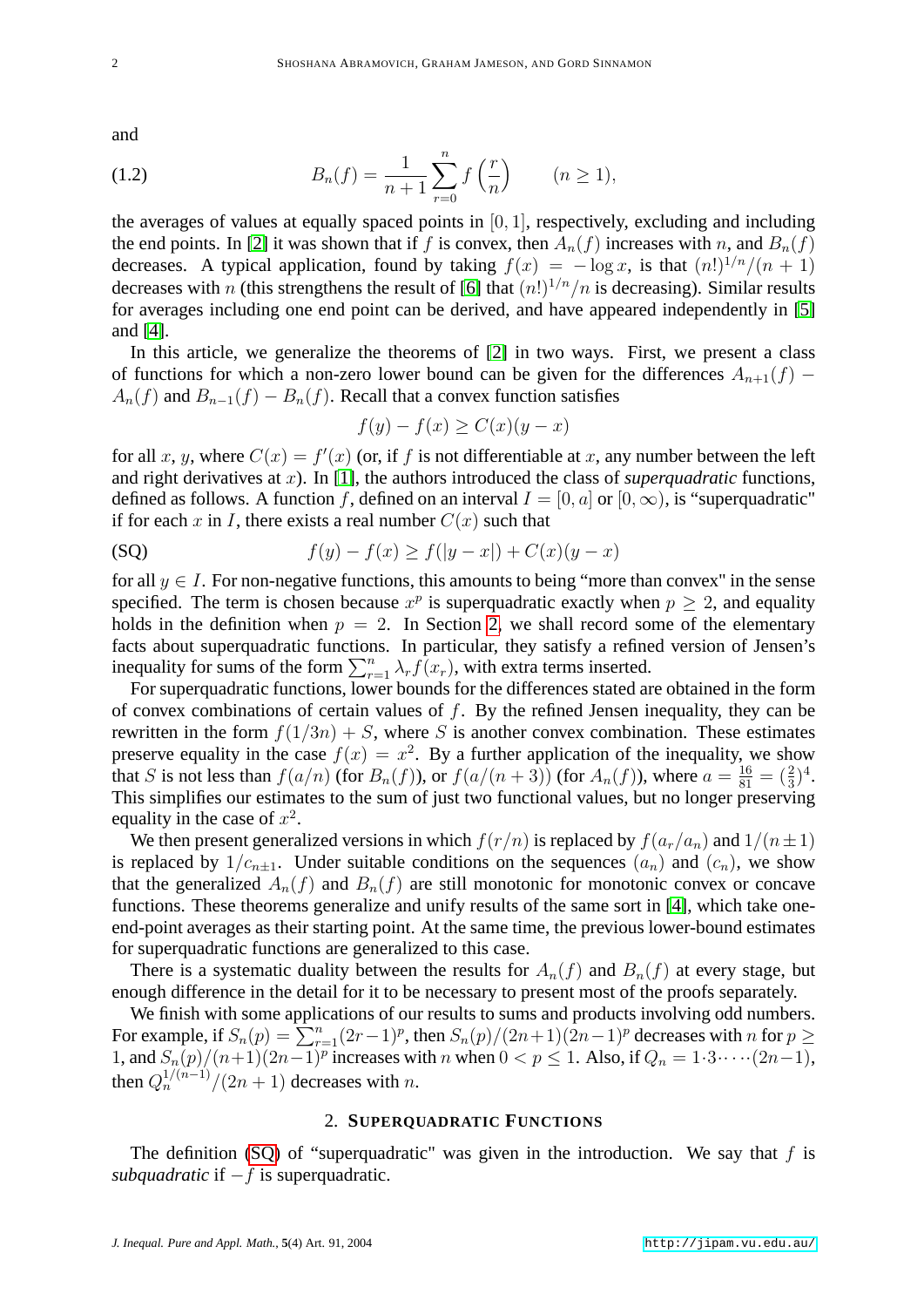and

$$B_n(f) = \frac{1}{n+1}\sum_{r=0}^{n} f\left(\frac{r}{n}\right) \qquad (n \geq 1), \tag{1.2}$$

the averages of values at equally spaced points in $[0,1]$, respectively, excluding and including the end points. In [2] it was shown that if $f$ is convex, then $A_n(f)$ increases with $n$, and $B_n(f)$ decreases. A typical application, found by taking $f(x) = -\log x$, is that $(n!)^{1/n}/(n+1)$ decreases with $n$ (this strengthens the result of [6] that $(n!)^{1/n}/n$ is decreasing). Similar results for averages including one end point can be derived, and have appeared independently in [5] and [4].

In this article, we generalize the theorems of [2] in two ways. First, we present a class of functions for which a non-zero lower bound can be given for the differences $A_{n+1}(f) - A_n(f)$ and $B_{n-1}(f) - B_n(f)$. Recall that a convex function satisfies

$$f(y) - f(x) \geq C(x)(y - x)$$

for all $x$, $y$, where $C(x) = f'(x)$ (or, if $f$ is not differentiable at $x$, any number between the left and right derivatives at $x$). In [1], the authors introduced the class of *superquadratic* functions, defined as follows. A function $f$, defined on an interval $I = [0,a]$ or $[0,\infty)$, is "superquadratic" if for each $x$ in $I$, there exists a real number $C(x)$ such that

$$f(y) - f(x) \geq f(|y-x|) + C(x)(y-x) \tag{SQ}$$

for all $y \in I$. For non-negative functions, this amounts to being "more than convex" in the sense specified. The term is chosen because $x^p$ is superquadratic exactly when $p \geq 2$, and equality holds in the definition when $p = 2$. In Section 2, we shall record some of the elementary facts about superquadratic functions. In particular, they satisfy a refined version of Jensen's inequality for sums of the form $\sum_{r=1}^{n} \lambda_r f(x_r)$, with extra terms inserted.

For superquadratic functions, lower bounds for the differences stated are obtained in the form of convex combinations of certain values of $f$. By the refined Jensen inequality, they can be rewritten in the form $f(1/3n) + S$, where $S$ is another convex combination. These estimates preserve equality in the case $f(x) = x^2$. By a further application of the inequality, we show that $S$ is not less than $f(a/n)$ (for $B_n(f)$), or $f(a/(n+3))$ (for $A_n(f)$), where $a = \frac{16}{81} = (\frac{2}{3})^4$. This simplifies our estimates to the sum of just two functional values, but no longer preserving equality in the case of $x^2$.

We then present generalized versions in which $f(r/n)$ is replaced by $f(a_r/a_n)$ and $1/(n \pm 1)$ is replaced by $1/c_{n\pm1}$. Under suitable conditions on the sequences $(a_n)$ and $(c_n)$, we show that the generalized $A_n(f)$ and $B_n(f)$ are still monotonic for monotonic convex or concave functions. These theorems generalize and unify results of the same sort in [4], which take one-end-point averages as their starting point. At the same time, the previous lower-bound estimates for superquadratic functions are generalized to this case.

There is a systematic duality between the results for $A_n(f)$ and $B_n(f)$ at every stage, but enough difference in the detail for it to be necessary to present most of the proofs separately.

We finish with some applications of our results to sums and products involving odd numbers. For example, if $S_n(p) = \sum_{r=1}^{n}(2r-1)^p$, then $S_n(p)/(2n+1)(2n-1)^p$ decreases with $n$ for $p \geq 1$, and $S_n(p)/(n+1)(2n-1)^p$ increases with $n$ when $0 < p \leq 1$. Also, if $Q_n = 1 \cdot 3 \cdot \dots \cdot (2n-1)$, then $Q_n^{1/(n-1)}/(2n+1)$ decreases with $n$.

## 2. Superquadratic Functions

The definition (SQ) of "superquadratic" was given in the introduction. We say that $f$ is *subquadratic* if $-f$ is superquadratic.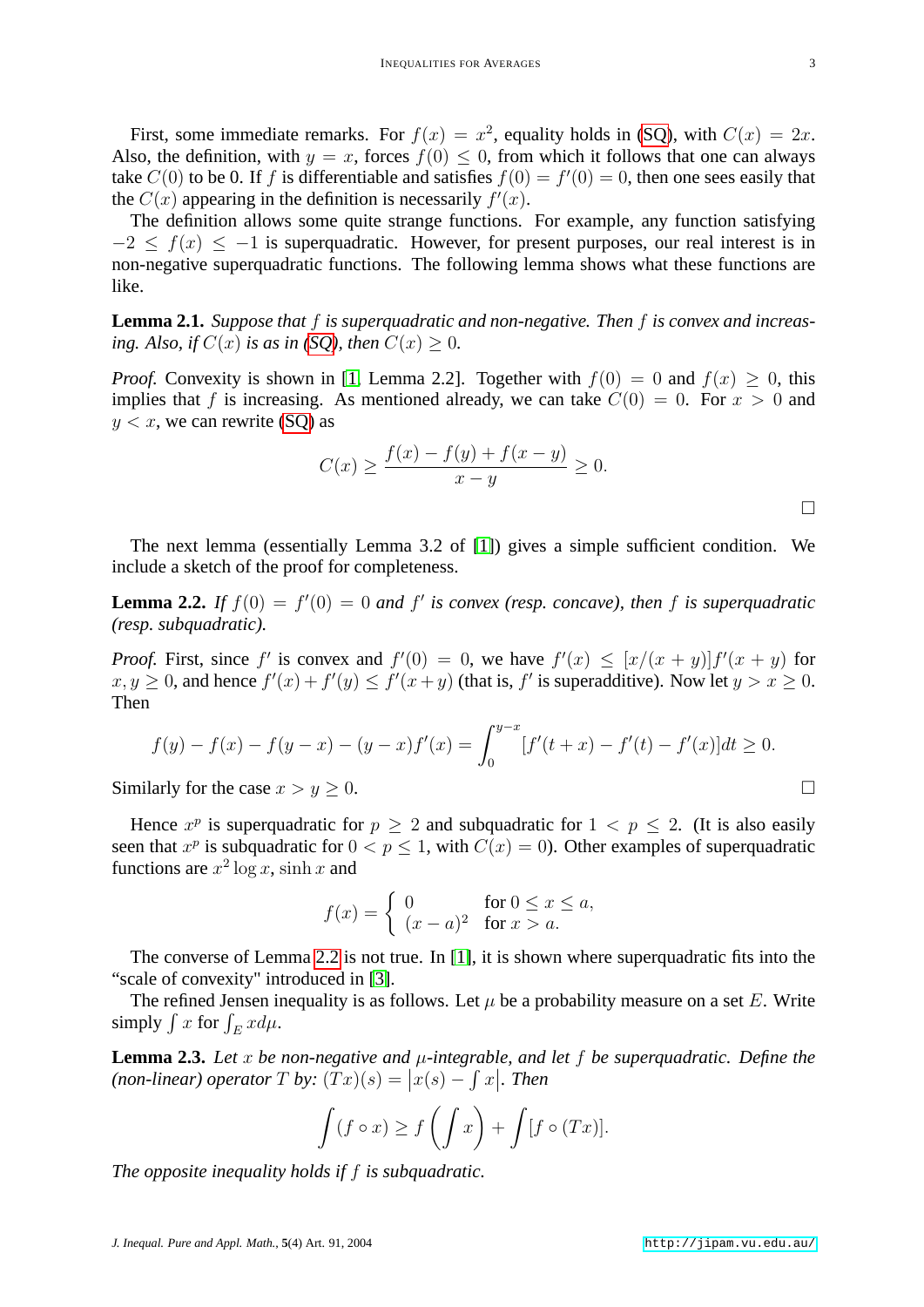First, some immediate remarks. For $f(x) = x^2$, equality holds in (SQ), with $C(x) = 2x$. Also, the definition, with $y = x$, forces $f(0) \le 0$, from which it follows that one can always take $C(0)$ to be 0. If $f$ is differentiable and satisfies $f(0) = f'(0) = 0$, then one sees easily that the $C(x)$ appearing in the definition is necessarily $f'(x)$.

The definition allows some quite strange functions. For example, any function satisfying $-2 \le f(x) \le -1$ is superquadratic. However, for present purposes, our real interest is in non-negative superquadratic functions. The following lemma shows what these functions are like.

**Lemma 2.1.** *Suppose that $f$ is superquadratic and non-negative. Then $f$ is convex and increasing. Also, if $C(x)$ is as in (SQ), then $C(x) \ge 0$.*

*Proof.* Convexity is shown in [1, Lemma 2.2]. Together with $f(0) = 0$ and $f(x) \ge 0$, this implies that $f$ is increasing. As mentioned already, we can take $C(0) = 0$. For $x > 0$ and $y < x$, we can rewrite (SQ) as

$$C(x) \ge \frac{f(x) - f(y) + f(x-y)}{x-y} \ge 0.$$

□

The next lemma (essentially Lemma 3.2 of [1]) gives a simple sufficient condition. We include a sketch of the proof for completeness.

**Lemma 2.2.** *If $f(0) = f'(0) = 0$ and $f'$ is convex (resp. concave), then $f$ is superquadratic (resp. subquadratic).*

*Proof.* First, since $f'$ is convex and $f'(0) = 0$, we have $f'(x) \le [x/(x+y)]f'(x+y)$ for $x, y \ge 0$, and hence $f'(x) + f'(y) \le f'(x+y)$ (that is, $f'$ is superadditive). Now let $y > x \ge 0$. Then

$$f(y) - f(x) - f(y-x) - (y-x)f'(x) = \int_0^{y-x} [f'(t+x) - f'(t) - f'(x)]dt \ge 0.$$

Similarly for the case $x > y \ge 0$. □

Hence $x^p$ is superquadratic for $p \ge 2$ and subquadratic for $1 < p \le 2$. (It is also easily seen that $x^p$ is subquadratic for $0 < p \le 1$, with $C(x) = 0$). Other examples of superquadratic functions are $x^2 \log x$, $\sinh x$ and

$$f(x) = \begin{cases} 0 & \text{for } 0 \le x \le a, \\ (x-a)^2 & \text{for } x > a. \end{cases}$$

The converse of Lemma 2.2 is not true. In [1], it is shown where superquadratic fits into the "scale of convexity" introduced in [3].

The refined Jensen inequality is as follows. Let $\mu$ be a probability measure on a set $E$. Write simply $\int x$ for $\int_E x d\mu$.

**Lemma 2.3.** *Let $x$ be non-negative and $\mu$-integrable, and let $f$ be superquadratic. Define the (non-linear) operator $T$ by: $(Tx)(s) = \left|x(s) - \int x\right|$. Then*

$$\int (f \circ x) \ge f\left(\int x\right) + \int [f \circ (Tx)].$$

*The opposite inequality holds if $f$ is subquadratic.*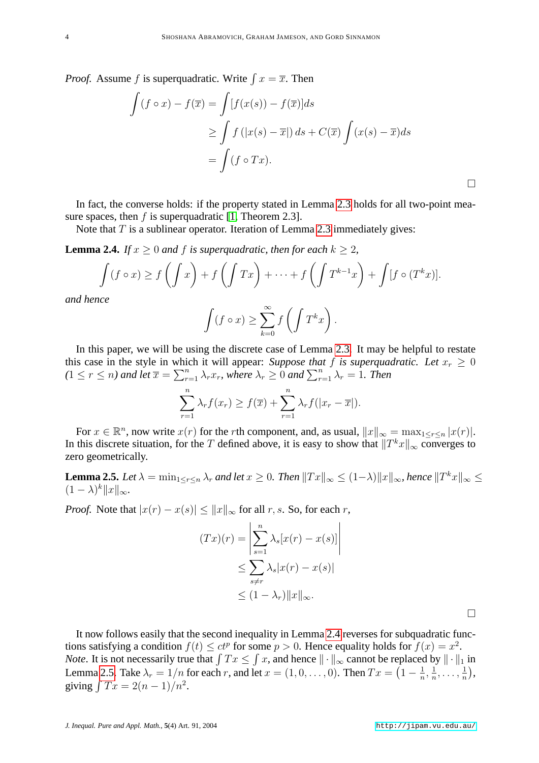*Proof.* Assume $f$ is superquadratic. Write $\int x = \overline{x}$. Then

$$\int (f \circ x) - f(\overline{x}) = \int [f(x(s)) - f(\overline{x})] ds$$
$$\geq \int f(|x(s) - \overline{x}|) \, ds + C(\overline{x}) \int (x(s) - \overline{x}) ds$$
$$= \int (f \circ Tx).$$

□

In fact, the converse holds: if the property stated in Lemma 2.3 holds for all two-point measure spaces, then $f$ is superquadratic [1, Theorem 2.3].

Note that $T$ is a sublinear operator. Iteration of Lemma 2.3 immediately gives:

**Lemma 2.4.** *If $x \geq 0$ and $f$ is superquadratic, then for each $k \geq 2$,*

$$\int (f \circ x) \geq f\left(\int x\right) + f\left(\int Tx\right) + \cdots + f\left(\int T^{k-1}x\right) + \int [f \circ (T^k x)].$$

*and hence*

$$\int (f \circ x) \geq \sum_{k=0}^{\infty} f\left(\int T^k x\right).$$

In this paper, we will be using the discrete case of Lemma 2.3. It may be helpful to restate this case in the style in which it will appear: *Suppose that $f$ is superquadratic. Let $x_r \geq 0$ ($1 \leq r \leq n$) and let $\overline{x} = \sum_{r=1}^{n} \lambda_r x_r$, where $\lambda_r \geq 0$ and $\sum_{r=1}^{n} \lambda_r = 1$. Then*

$$\sum_{r=1}^{n} \lambda_r f(x_r) \geq f(\overline{x}) + \sum_{r=1}^{n} \lambda_r f(|x_r - \overline{x}|).$$

For $x \in \mathbb{R}^n$, now write $x(r)$ for the $r$th component, and, as usual, $\|x\|_\infty = \max_{1 \leq r \leq n} |x(r)|$. In this discrete situation, for the $T$ defined above, it is easy to show that $\|T^k x\|_\infty$ converges to zero geometrically.

**Lemma 2.5.** *Let $\lambda = \min_{1 \leq r \leq n} \lambda_r$ and let $x \geq 0$. Then $\|Tx\|_\infty \leq (1-\lambda)\|x\|_\infty$, hence $\|T^k x\|_\infty \leq (1-\lambda)^k \|x\|_\infty$.*

*Proof.* Note that $|x(r) - x(s)| \leq \|x\|_\infty$ for all $r, s$. So, for each $r$,

$$(Tx)(r) = \left| \sum_{s=1}^{n} \lambda_s [x(r) - x(s)] \right|$$
$$\leq \sum_{s \neq r} \lambda_s |x(r) - x(s)|$$
$$\leq (1 - \lambda_r) \|x\|_\infty.$$

□

It now follows easily that the second inequality in Lemma 2.4 reverses for subquadratic functions satisfying a condition $f(t) \leq ct^p$ for some $p > 0$. Hence equality holds for $f(x) = x^2$.

*Note*. It is not necessarily true that $\int Tx \leq \int x$, and hence $\|\cdot\|_\infty$ cannot be replaced by $\|\cdot\|_1$ in Lemma 2.5. Take $\lambda_r = 1/n$ for each $r$, and let $x = (1, 0, \ldots, 0)$. Then $Tx = \left(1 - \frac{1}{n}, \frac{1}{n}, \ldots, \frac{1}{n}\right)$, giving $\int Tx = 2(n-1)/n^2$.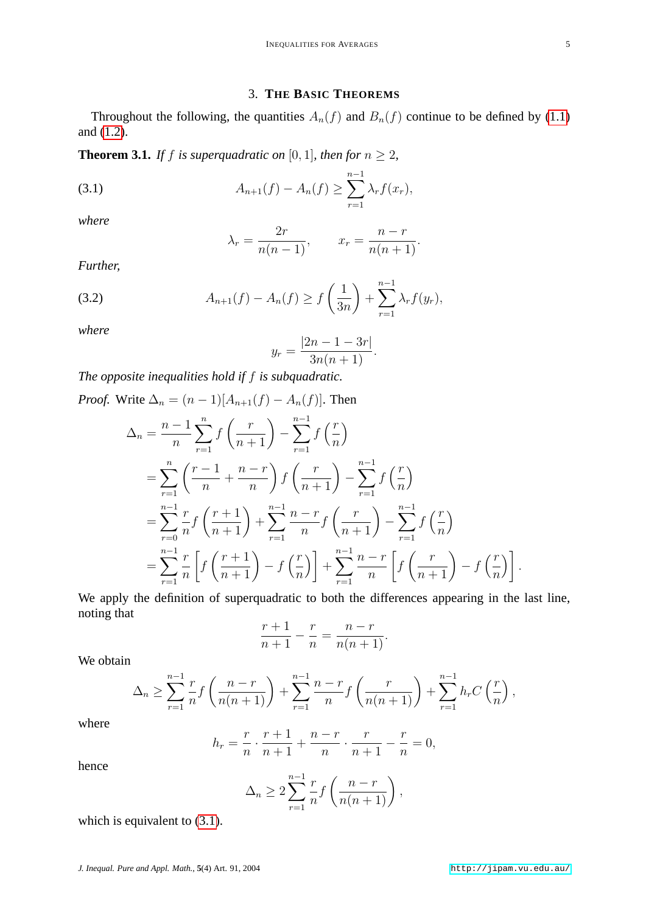## 3. THE BASIC THEOREMS

Throughout the following, the quantities $A_n(f)$ and $B_n(f)$ continue to be defined by (1.1) and (1.2).

**Theorem 3.1.** *If $f$ is superquadratic on $[0,1]$, then for $n \geq 2$,*

$$A_{n+1}(f) - A_n(f) \geq \sum_{r=1}^{n-1} \lambda_r f(x_r), \tag{3.1}$$

*where*

$$\lambda_r = \frac{2r}{n(n-1)}, \qquad x_r = \frac{n-r}{n(n+1)}.$$

*Further,*

$$A_{n+1}(f) - A_n(f) \geq f\left(\frac{1}{3n}\right) + \sum_{r=1}^{n-1} \lambda_r f(y_r), \tag{3.2}$$

*where*

$$y_r = \frac{|2n-1-3r|}{3n(n+1)}.$$

*The opposite inequalities hold if $f$ is subquadratic.*

*Proof.* Write $\Delta_n = (n-1)[A_{n+1}(f) - A_n(f)]$. Then

$$\begin{aligned}
\Delta_n &= \frac{n-1}{n}\sum_{r=1}^{n} f\left(\frac{r}{n+1}\right) - \sum_{r=1}^{n-1} f\left(\frac{r}{n}\right) \\
&= \sum_{r=1}^{n}\left(\frac{r-1}{n} + \frac{n-r}{n}\right) f\left(\frac{r}{n+1}\right) - \sum_{r=1}^{n-1} f\left(\frac{r}{n}\right) \\
&= \sum_{r=0}^{n-1} \frac{r}{n} f\left(\frac{r+1}{n+1}\right) + \sum_{r=1}^{n-1} \frac{n-r}{n} f\left(\frac{r}{n+1}\right) - \sum_{r=1}^{n-1} f\left(\frac{r}{n}\right) \\
&= \sum_{r=1}^{n-1} \frac{r}{n}\left[f\left(\frac{r+1}{n+1}\right) - f\left(\frac{r}{n}\right)\right] + \sum_{r=1}^{n-1} \frac{n-r}{n}\left[f\left(\frac{r}{n+1}\right) - f\left(\frac{r}{n}\right)\right].
\end{aligned}$$

We apply the definition of superquadratic to both the differences appearing in the last line, noting that

$$\frac{r+1}{n+1} - \frac{r}{n} = \frac{n-r}{n(n+1)}.$$

We obtain

$$\Delta_n \geq \sum_{r=1}^{n-1} \frac{r}{n} f\left(\frac{n-r}{n(n+1)}\right) + \sum_{r=1}^{n-1} \frac{n-r}{n} f\left(\frac{r}{n(n+1)}\right) + \sum_{r=1}^{n-1} h_r C\left(\frac{r}{n}\right),$$

where

$$h_r = \frac{r}{n} \cdot \frac{r+1}{n+1} + \frac{n-r}{n} \cdot \frac{r}{n+1} - \frac{r}{n} = 0,$$

hence

$$\Delta_n \geq 2\sum_{r=1}^{n-1} \frac{r}{n} f\left(\frac{n-r}{n(n+1)}\right),$$

which is equivalent to (3.1).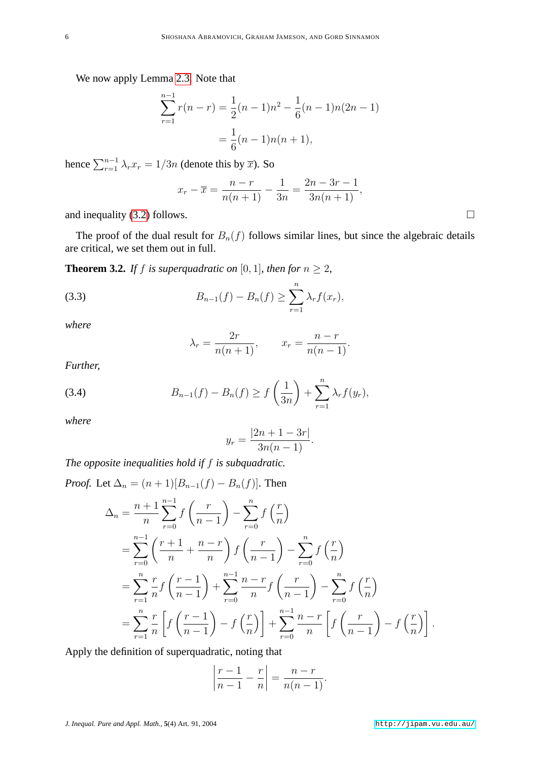We now apply Lemma 2.3. Note that

$$\sum_{r=1}^{n-1} r(n-r) = \frac{1}{2}(n-1)n^2 - \frac{1}{6}(n-1)n(2n-1)$$
$$= \frac{1}{6}(n-1)n(n+1),$$

hence $\sum_{r=1}^{n-1} \lambda_r x_r = 1/3n$ (denote this by $\overline{x}$). So

$$x_r - \overline{x} = \frac{n-r}{n(n+1)} - \frac{1}{3n} = \frac{2n-3r-1}{3n(n+1)},$$

and inequality (3.2) follows. □

The proof of the dual result for $B_n(f)$ follows similar lines, but since the algebraic details are critical, we set them out in full.

**Theorem 3.2.** *If $f$ is superquadratic on $[0,1]$, then for $n \geq 2$,*

$$B_{n-1}(f) - B_n(f) \geq \sum_{r=1}^{n} \lambda_r f(x_r), \tag{3.3}$$

*where*

$$\lambda_r = \frac{2r}{n(n+1)}, \qquad x_r = \frac{n-r}{n(n-1)}.$$

*Further,*

$$B_{n-1}(f) - B_n(f) \geq f\left(\frac{1}{3n}\right) + \sum_{r=1}^{n} \lambda_r f(y_r), \tag{3.4}$$

*where*

$$y_r = \frac{|2n+1-3r|}{3n(n-1)}.$$

*The opposite inequalities hold if $f$ is subquadratic.*

*Proof.* Let $\Delta_n = (n+1)[B_{n-1}(f) - B_n(f)]$. Then

$$\begin{aligned}
\Delta_n &= \frac{n+1}{n}\sum_{r=0}^{n-1} f\left(\frac{r}{n-1}\right) - \sum_{r=0}^{n} f\left(\frac{r}{n}\right) \\
&= \sum_{r=0}^{n-1}\left(\frac{r+1}{n} + \frac{n-r}{n}\right) f\left(\frac{r}{n-1}\right) - \sum_{r=0}^{n} f\left(\frac{r}{n}\right) \\
&= \sum_{r=1}^{n} \frac{r}{n} f\left(\frac{r-1}{n-1}\right) + \sum_{r=0}^{n-1} \frac{n-r}{n} f\left(\frac{r}{n-1}\right) - \sum_{r=0}^{n} f\left(\frac{r}{n}\right) \\
&= \sum_{r=1}^{n} \frac{r}{n}\left[f\left(\frac{r-1}{n-1}\right) - f\left(\frac{r}{n}\right)\right] + \sum_{r=0}^{n-1} \frac{n-r}{n}\left[f\left(\frac{r}{n-1}\right) - f\left(\frac{r}{n}\right)\right].
\end{aligned}$$

Apply the definition of superquadratic, noting that

$$\left|\frac{r-1}{n-1} - \frac{r}{n}\right| = \frac{n-r}{n(n-1)}.$$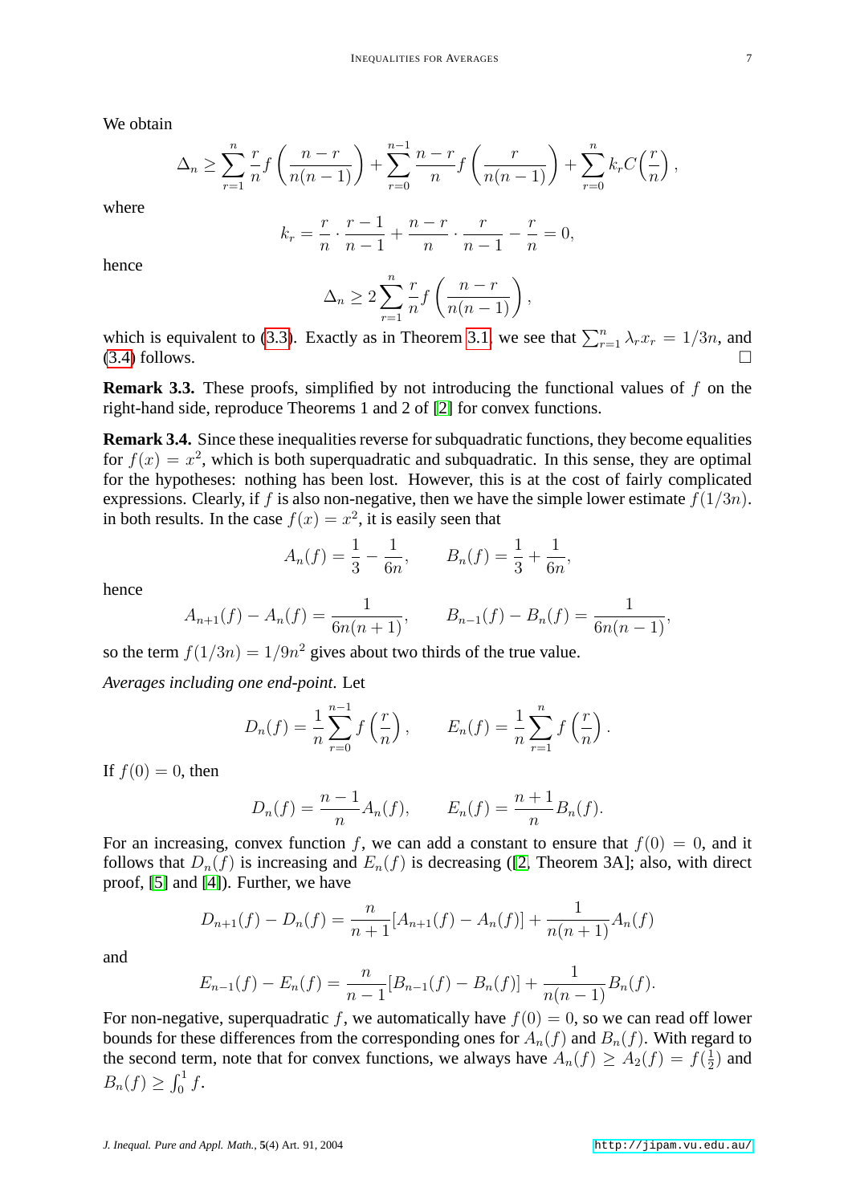We obtain

$$\Delta_n \geq \sum_{r=1}^{n} \frac{r}{n} f\left(\frac{n-r}{n(n-1)}\right) + \sum_{r=0}^{n-1} \frac{n-r}{n} f\left(\frac{r}{n(n-1)}\right) + \sum_{r=0}^{n} k_r C\left(\frac{r}{n}\right),$$

where

$$k_r = \frac{r}{n} \cdot \frac{r-1}{n-1} + \frac{n-r}{n} \cdot \frac{r}{n-1} - \frac{r}{n} = 0,$$

hence

$$\Delta_n \geq 2 \sum_{r=1}^{n} \frac{r}{n} f\left(\frac{n-r}{n(n-1)}\right),$$

which is equivalent to (3.3). Exactly as in Theorem 3.1 we see that $\sum_{r=1}^{n} \lambda_r x_r = 1/3n$, and (3.4) follows. □

**Remark 3.3.** These proofs, simplified by not introducing the functional values of $f$ on the right-hand side, reproduce Theorems 1 and 2 of [2] for convex functions.

**Remark 3.4.** Since these inequalities reverse for subquadratic functions, they become equalities for $f(x) = x^2$, which is both superquadratic and subquadratic. In this sense, they are optimal for the hypotheses: nothing has been lost. However, this is at the cost of fairly complicated expressions. Clearly, if $f$ is also non-negative, then we have the simple lower estimate $f(1/3n)$. in both results. In the case $f(x) = x^2$, it is easily seen that

$$A_n(f) = \frac{1}{3} - \frac{1}{6n}, \qquad B_n(f) = \frac{1}{3} + \frac{1}{6n},$$

hence

$$A_{n+1}(f) - A_n(f) = \frac{1}{6n(n+1)}, \qquad B_{n-1}(f) - B_n(f) = \frac{1}{6n(n-1)},$$

so the term $f(1/3n) = 1/9n^2$ gives about two thirds of the true value.

*Averages including one end-point.* Let

$$D_n(f) = \frac{1}{n} \sum_{r=0}^{n-1} f\left(\frac{r}{n}\right), \qquad E_n(f) = \frac{1}{n} \sum_{r=1}^{n} f\left(\frac{r}{n}\right).$$

If $f(0) = 0$, then

$$D_n(f) = \frac{n-1}{n} A_n(f), \qquad E_n(f) = \frac{n+1}{n} B_n(f).$$

For an increasing, convex function $f$, we can add a constant to ensure that $f(0) = 0$, and it follows that $D_n(f)$ is increasing and $E_n(f)$ is decreasing ([2, Theorem 3A]; also, with direct proof, [5] and [4]). Further, we have

$$D_{n+1}(f) - D_n(f) = \frac{n}{n+1}[A_{n+1}(f) - A_n(f)] + \frac{1}{n(n+1)} A_n(f)$$

and

$$E_{n-1}(f) - E_n(f) = \frac{n}{n-1}[B_{n-1}(f) - B_n(f)] + \frac{1}{n(n-1)} B_n(f).$$

For non-negative, superquadratic $f$, we automatically have $f(0) = 0$, so we can read off lower bounds for these differences from the corresponding ones for $A_n(f)$ and $B_n(f)$. With regard to the second term, note that for convex functions, we always have $A_n(f) \geq A_2(f) = f(\frac{1}{2})$ and $B_n(f) \geq \int_0^1 f$.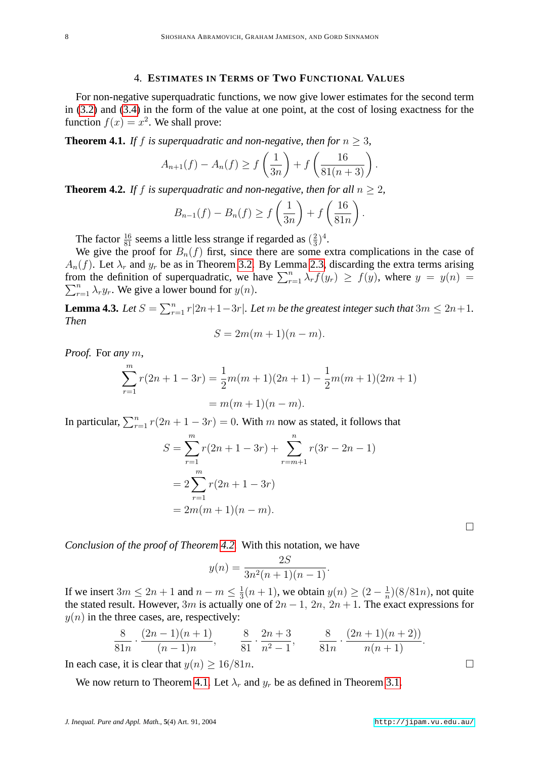## 4. Estimates in Terms of Two Functional Values

For non-negative superquadratic functions, we now give lower estimates for the second term in (3.2) and (3.4) in the form of the value at one point, at the cost of losing exactness for the function $f(x) = x^2$. We shall prove:

**Theorem 4.1.** *If $f$ is superquadratic and non-negative, then for $n \geq 3$,*

$$A_{n+1}(f) - A_n(f) \geq f\left(\frac{1}{3n}\right) + f\left(\frac{16}{81(n+3)}\right).$$

**Theorem 4.2.** *If $f$ is superquadratic and non-negative, then for all $n \geq 2$,*

$$B_{n-1}(f) - B_n(f) \geq f\left(\frac{1}{3n}\right) + f\left(\frac{16}{81n}\right).$$

The factor $\frac{16}{81}$ seems a little less strange if regarded as $(\frac{2}{3})^4$.

We give the proof for $B_n(f)$ first, since there are some extra complications in the case of $A_n(f)$. Let $\lambda_r$ and $y_r$ be as in Theorem 3.2. By Lemma 2.3, discarding the extra terms arising from the definition of superquadratic, we have $\sum_{r=1}^{n} \lambda_r f(y_r) \geq f(y)$, where $y = y(n) = \sum_{r=1}^{n} \lambda_r y_r$. We give a lower bound for $y(n)$.

**Lemma 4.3.** *Let $S = \sum_{r=1}^{n} r|2n+1-3r|$. Let $m$ be the greatest integer such that $3m \leq 2n+1$. Then*

$$S = 2m(m+1)(n-m).$$

*Proof.* For *any* $m$,

$$\begin{aligned}
\sum_{r=1}^{m} r(2n+1-3r) &= \frac{1}{2}m(m+1)(2n+1) - \frac{1}{2}m(m+1)(2m+1) \\
&= m(m+1)(n-m).
\end{aligned}$$

In particular, $\sum_{r=1}^{n} r(2n+1-3r) = 0$. With $m$ now as stated, it follows that

$$\begin{aligned}
S &= \sum_{r=1}^{m} r(2n+1-3r) + \sum_{r=m+1}^{n} r(3r-2n-1) \\
&= 2\sum_{r=1}^{m} r(2n+1-3r) \\
&= 2m(m+1)(n-m).
\end{aligned}$$

□

*Conclusion of the proof of Theorem 4.2.* With this notation, we have

$$y(n) = \frac{2S}{3n^2(n+1)(n-1)}.$$

If we insert $3m \leq 2n+1$ and $n - m \leq \frac{1}{3}(n+1)$, we obtain $y(n) \geq (2 - \frac{1}{n})(8/81n)$, not quite the stated result. However, $3m$ is actually one of $2n-1,\ 2n,\ 2n+1$. The exact expressions for $y(n)$ in the three cases, are, respectively:

$$\frac{8}{81n} \cdot \frac{(2n-1)(n+1)}{(n-1)n}, \qquad \frac{8}{81} \cdot \frac{2n+3}{n^2-1}, \qquad \frac{8}{81n} \cdot \frac{(2n+1)(n+2))}{n(n+1)}.$$

In each case, it is clear that $y(n) \geq 16/81n$. □

We now return to Theorem 4.1. Let $\lambda_r$ and $y_r$ be as defined in Theorem 3.1.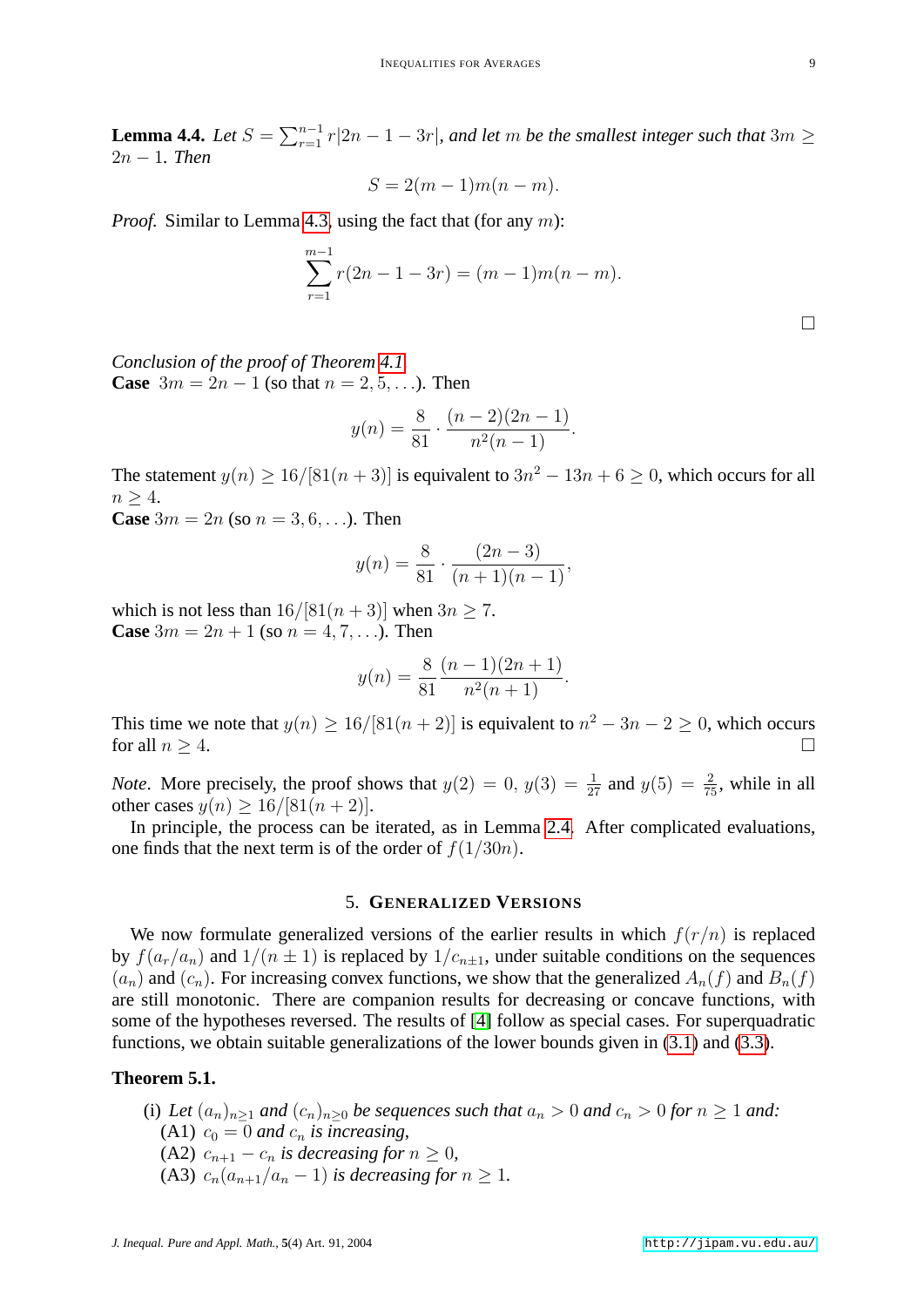**Lemma 4.4.** *Let $S = \sum_{r=1}^{n-1} r|2n-1-3r|$, and let $m$ be the smallest integer such that $3m \geq 2n-1$. Then*

$$S = 2(m-1)m(n-m).$$

*Proof.* Similar to Lemma 4.3, using the fact that (for any $m$):

$$\sum_{r=1}^{m-1} r(2n-1-3r) = (m-1)m(n-m).$$

□

*Conclusion of the proof of Theorem 4.1*

**Case** $3m = 2n-1$ (so that $n = 2, 5, \ldots$). Then

$$y(n) = \frac{8}{81} \cdot \frac{(n-2)(2n-1)}{n^2(n-1)}.$$

The statement $y(n) \geq 16/[81(n+3)]$ is equivalent to $3n^2 - 13n + 6 \geq 0$, which occurs for all $n \geq 4$.

**Case** $3m = 2n$ (so $n = 3, 6, \ldots$). Then

$$y(n) = \frac{8}{81} \cdot \frac{(2n-3)}{(n+1)(n-1)},$$

which is not less than $16/[81(n+3)]$ when $3n \geq 7$.

**Case** $3m = 2n+1$ (so $n = 4, 7, \ldots$). Then

$$y(n) = \frac{8}{81} \frac{(n-1)(2n+1)}{n^2(n+1)}.$$

This time we note that $y(n) \geq 16/[81(n+2)]$ is equivalent to $n^2 - 3n - 2 \geq 0$, which occurs for all $n \geq 4$. □

*Note*. More precisely, the proof shows that $y(2) = 0$, $y(3) = \frac{1}{27}$ and $y(5) = \frac{2}{75}$, while in all other cases $y(n) \geq 16/[81(n+2)]$.

In principle, the process can be iterated, as in Lemma 2.4. After complicated evaluations, one finds that the next term is of the order of $f(1/30n)$.

## 5. Generalized Versions

We now formulate generalized versions of the earlier results in which $f(r/n)$ is replaced by $f(a_r/a_n)$ and $1/(n \pm 1)$ is replaced by $1/c_{n\pm 1}$, under suitable conditions on the sequences $(a_n)$ and $(c_n)$. For increasing convex functions, we show that the generalized $A_n(f)$ and $B_n(f)$ are still monotonic. There are companion results for decreasing or concave functions, with some of the hypotheses reversed. The results of [4] follow as special cases. For superquadratic functions, we obtain suitable generalizations of the lower bounds given in (3.1) and (3.3).

**Theorem 5.1.**

(i) *Let $(a_n)_{n\geq 1}$ and $(c_n)_{n\geq 0}$ be sequences such that $a_n > 0$ and $c_n > 0$ for $n \geq 1$ and:*
  - (A1) *$c_0 = 0$ and $c_n$ is increasing,*
  - (A2) *$c_{n+1} - c_n$ is decreasing for $n \geq 0$,*
  - (A3) *$c_n(a_{n+1}/a_n - 1)$ is decreasing for $n \geq 1$.*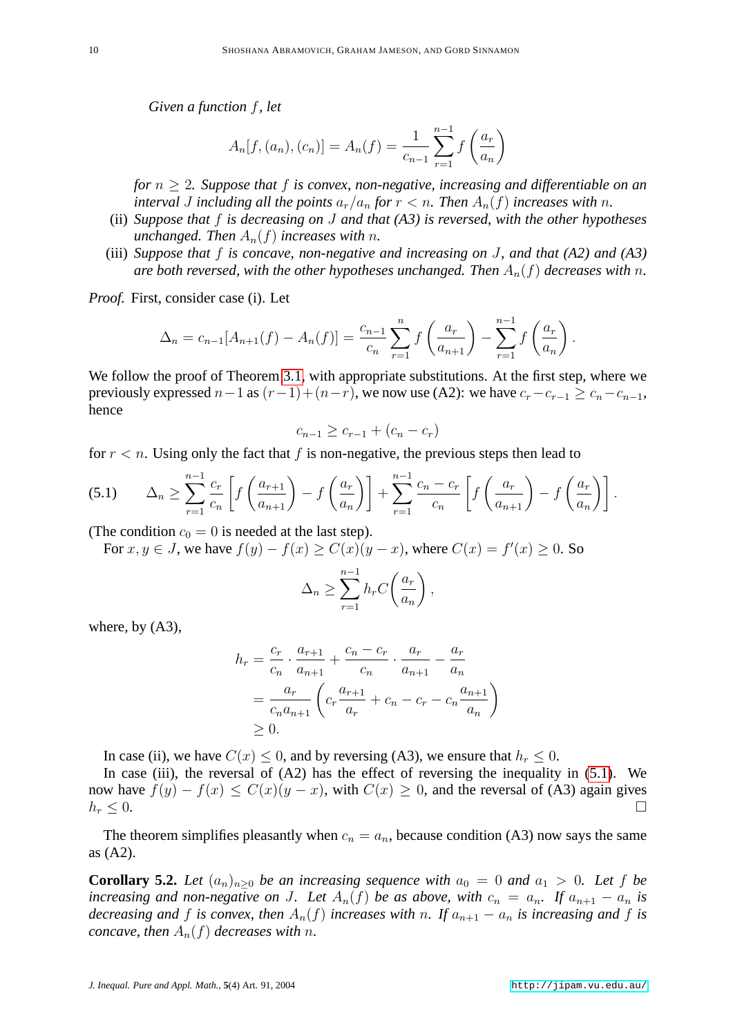*Given a function $f$, let*

$$A_n[f,(a_n),(c_n)] = A_n(f) = \frac{1}{c_{n-1}} \sum_{r=1}^{n-1} f\left(\frac{a_r}{a_n}\right)$$

*for $n \geq 2$. Suppose that $f$ is convex, non-negative, increasing and differentiable on an interval $J$ including all the points $a_r/a_n$ for $r < n$. Then $A_n(f)$ increases with $n$.*

(ii) *Suppose that $f$ is decreasing on $J$ and that (A3) is reversed, with the other hypotheses unchanged. Then $A_n(f)$ increases with $n$.*

(iii) *Suppose that $f$ is concave, non-negative and increasing on $J$, and that (A2) and (A3) are both reversed, with the other hypotheses unchanged. Then $A_n(f)$ decreases with $n$.*

*Proof.* First, consider case (i). Let

$$\Delta_n = c_{n-1}[A_{n+1}(f) - A_n(f)] = \frac{c_{n-1}}{c_n} \sum_{r=1}^{n} f\left(\frac{a_r}{a_{n+1}}\right) - \sum_{r=1}^{n-1} f\left(\frac{a_r}{a_n}\right).$$

We follow the proof of Theorem 3.1, with appropriate substitutions. At the first step, where we previously expressed $n-1$ as $(r-1)+(n-r)$, we now use (A2): we have $c_r - c_{r-1} \geq c_n - c_{n-1}$, hence

$$c_{n-1} \geq c_{r-1} + (c_n - c_r)$$

for $r < n$. Using only the fact that $f$ is non-negative, the previous steps then lead to

$$\Delta_n \geq \sum_{r=1}^{n-1} \frac{c_r}{c_n}\left[f\left(\frac{a_{r+1}}{a_{n+1}}\right) - f\left(\frac{a_r}{a_n}\right)\right] + \sum_{r=1}^{n-1} \frac{c_n - c_r}{c_n}\left[f\left(\frac{a_r}{a_{n+1}}\right) - f\left(\frac{a_r}{a_n}\right)\right]. \tag{5.1}$$

(The condition $c_0 = 0$ is needed at the last step).

For $x, y \in J$, we have $f(y) - f(x) \geq C(x)(y-x)$, where $C(x) = f'(x) \geq 0$. So

$$\Delta_n \geq \sum_{r=1}^{n-1} h_r C\left(\frac{a_r}{a_n}\right),$$

where, by (A3),

$$\begin{aligned}
h_r &= \frac{c_r}{c_n} \cdot \frac{a_{r+1}}{a_{n+1}} + \frac{c_n - c_r}{c_n} \cdot \frac{a_r}{a_{n+1}} - \frac{a_r}{a_n} \\
&= \frac{a_r}{c_n a_{n+1}}\left(c_r \frac{a_{r+1}}{a_r} + c_n - c_r - c_n \frac{a_{n+1}}{a_n}\right) \\
&\geq 0.
\end{aligned}$$

In case (ii), we have $C(x) \leq 0$, and by reversing (A3), we ensure that $h_r \leq 0$.

In case (iii), the reversal of (A2) has the effect of reversing the inequality in (5.1). We now have $f(y) - f(x) \leq C(x)(y-x)$, with $C(x) \geq 0$, and the reversal of (A3) again gives $h_r \leq 0$. □

The theorem simplifies pleasantly when $c_n = a_n$, because condition (A3) now says the same as (A2).

**Corollary 5.2.** *Let $(a_n)_{n\geq 0}$ be an increasing sequence with $a_0 = 0$ and $a_1 > 0$. Let $f$ be increasing and non-negative on $J$. Let $A_n(f)$ be as above, with $c_n = a_n$. If $a_{n+1} - a_n$ is decreasing and $f$ is convex, then $A_n(f)$ increases with $n$. If $a_{n+1} - a_n$ is increasing and $f$ is concave, then $A_n(f)$ decreases with $n$.*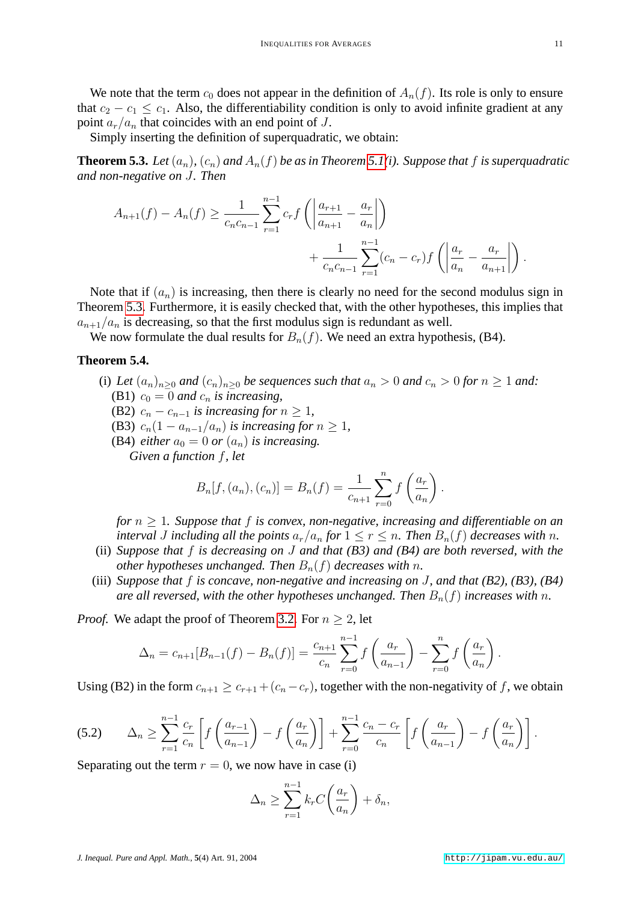We note that the term $c_0$ does not appear in the definition of $A_n(f)$. Its role is only to ensure that $c_2 - c_1 \le c_1$. Also, the differentiability condition is only to avoid infinite gradient at any point $a_r/a_n$ that coincides with an end point of $J$.

Simply inserting the definition of superquadratic, we obtain:

**Theorem 5.3.** *Let $(a_n)$, $(c_n)$ and $A_n(f)$ be as in Theorem 5.1(i). Suppose that $f$ is superquadratic and non-negative on $J$. Then*

$$A_{n+1}(f) - A_n(f) \ge \frac{1}{c_n c_{n-1}} \sum_{r=1}^{n-1} c_r f\left( \left| \frac{a_{r+1}}{a_{n+1}} - \frac{a_r}{a_n} \right| \right) + \frac{1}{c_n c_{n-1}} \sum_{r=1}^{n-1} (c_n - c_r) f\left( \left| \frac{a_r}{a_n} - \frac{a_r}{a_{n+1}} \right| \right).$$

Note that if $(a_n)$ is increasing, then there is clearly no need for the second modulus sign in Theorem 5.3. Furthermore, it is easily checked that, with the other hypotheses, this implies that $a_{n+1}/a_n$ is decreasing, so that the first modulus sign is redundant as well.

We now formulate the dual results for $B_n(f)$. We need an extra hypothesis, (B4).

**Theorem 5.4.**

(i) *Let $(a_n)_{n\ge 0}$ and $(c_n)_{n\ge 0}$ be sequences such that $a_n > 0$ and $c_n > 0$ for $n \ge 1$ and:*
  (B1) *$c_0 = 0$ and $c_n$ is increasing,*
  (B2) *$c_n - c_{n-1}$ is increasing for $n \ge 1$,*
  (B3) *$c_n(1 - a_{n-1}/a_n)$ is increasing for $n \ge 1$,*
  (B4) *either $a_0 = 0$ or $(a_n)$ is increasing.*
  *Given a function $f$, let*

$$B_n[f, (a_n), (c_n)] = B_n(f) = \frac{1}{c_{n+1}} \sum_{r=0}^{n} f\left( \frac{a_r}{a_n} \right).$$

  *for $n \ge 1$. Suppose that $f$ is convex, non-negative, increasing and differentiable on an interval $J$ including all the points $a_r/a_n$ for $1 \le r \le n$. Then $B_n(f)$ decreases with $n$.*

(ii) *Suppose that $f$ is decreasing on $J$ and that (B3) and (B4) are both reversed, with the other hypotheses unchanged. Then $B_n(f)$ decreases with $n$.*

(iii) *Suppose that $f$ is concave, non-negative and increasing on $J$, and that (B2), (B3), (B4) are all reversed, with the other hypotheses unchanged. Then $B_n(f)$ increases with $n$.*

*Proof.* We adapt the proof of Theorem 3.2. For $n \ge 2$, let

$$\Delta_n = c_{n+1}[B_{n-1}(f) - B_n(f)] = \frac{c_{n+1}}{c_n} \sum_{r=0}^{n-1} f\left( \frac{a_r}{a_{n-1}} \right) - \sum_{r=0}^{n} f\left( \frac{a_r}{a_n} \right).$$

Using (B2) in the form $c_{n+1} \ge c_{r+1} + (c_n - c_r)$, together with the non-negativity of $f$, we obtain

$$\Delta_n \ge \sum_{r=1}^{n-1} \frac{c_r}{c_n} \left[ f\left( \frac{a_{r-1}}{a_{n-1}} \right) - f\left( \frac{a_r}{a_n} \right) \right] + \sum_{r=0}^{n-1} \frac{c_n - c_r}{c_n} \left[ f\left( \frac{a_r}{a_{n-1}} \right) - f\left( \frac{a_r}{a_n} \right) \right]. \tag{5.2}$$

Separating out the term $r = 0$, we now have in case (i)

$$\Delta_n \ge \sum_{r=1}^{n-1} k_r C\left( \frac{a_r}{a_n} \right) + \delta_n,$$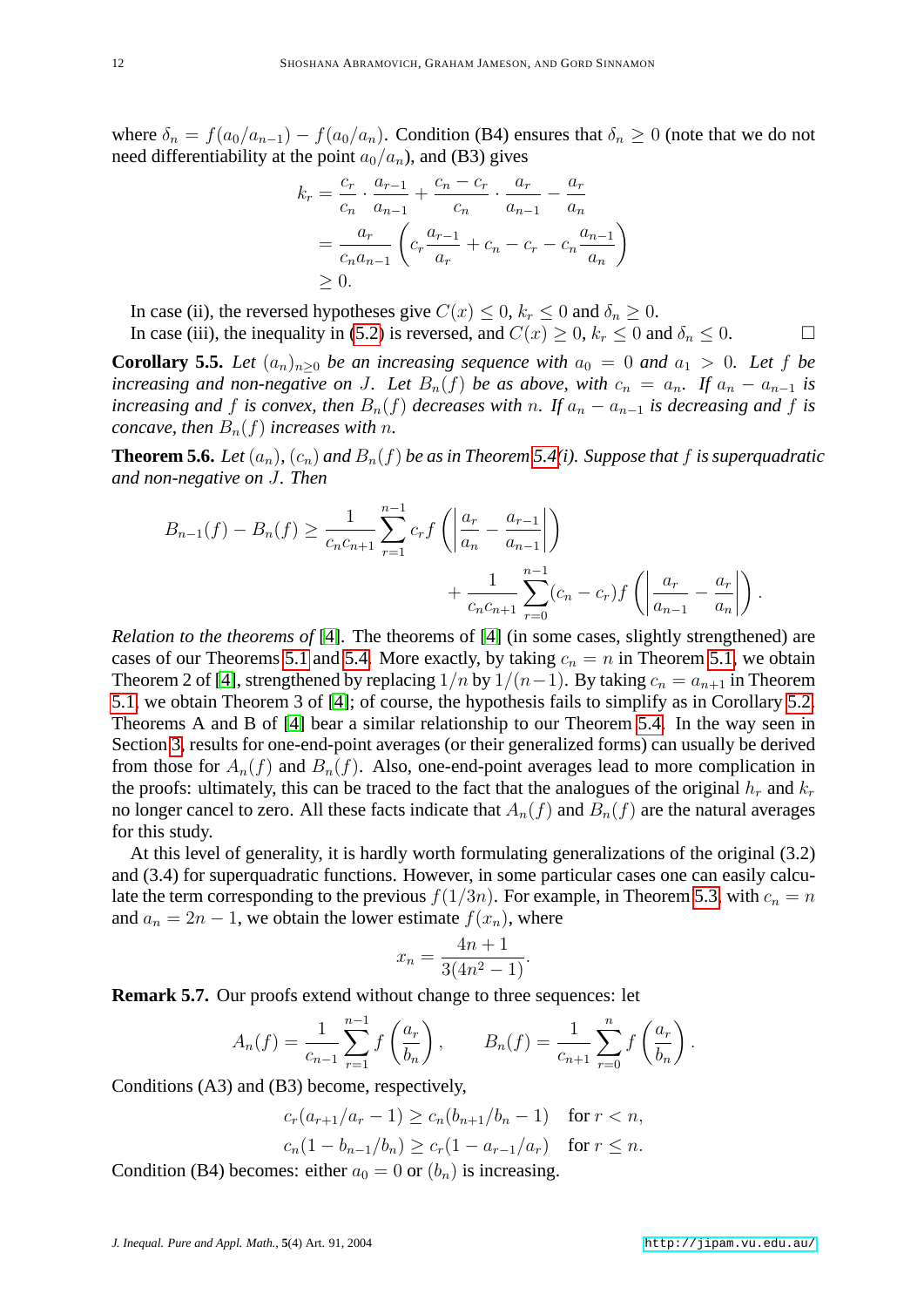where $\delta_n = f(a_0/a_{n-1}) - f(a_0/a_n)$. Condition (B4) ensures that $\delta_n \geq 0$ (note that we do not need differentiability at the point $a_0/a_n$), and (B3) gives

$$\begin{aligned}
k_r &= \frac{c_r}{c_n} \cdot \frac{a_{r-1}}{a_{n-1}} + \frac{c_n - c_r}{c_n} \cdot \frac{a_r}{a_{n-1}} - \frac{a_r}{a_n} \\
&= \frac{a_r}{c_n a_{n-1}} \left( c_r \frac{a_{r-1}}{a_r} + c_n - c_r - c_n \frac{a_{n-1}}{a_n} \right) \\
&\geq 0.
\end{aligned}$$

In case (ii), the reversed hypotheses give $C(x) \leq 0$, $k_r \leq 0$ and $\delta_n \geq 0$.

In case (iii), the inequality in (5.2) is reversed, and $C(x) \geq 0$, $k_r \leq 0$ and $\delta_n \leq 0$. □

**Corollary 5.5.** *Let $(a_n)_{n\geq 0}$ be an increasing sequence with $a_0 = 0$ and $a_1 > 0$. Let $f$ be increasing and non-negative on $J$. Let $B_n(f)$ be as above, with $c_n = a_n$. If $a_n - a_{n-1}$ is increasing and $f$ is convex, then $B_n(f)$ decreases with $n$. If $a_n - a_{n-1}$ is decreasing and $f$ is concave, then $B_n(f)$ increases with $n$.*

**Theorem 5.6.** *Let $(a_n)$, $(c_n)$ and $B_n(f)$ be as in Theorem 5.4(i). Suppose that $f$ is superquadratic and non-negative on $J$. Then*

$$B_{n-1}(f) - B_n(f) \geq \frac{1}{c_n c_{n+1}} \sum_{r=1}^{n-1} c_r f\left( \left| \frac{a_r}{a_n} - \frac{a_{r-1}}{a_{n-1}} \right| \right) + \frac{1}{c_n c_{n+1}} \sum_{r=0}^{n-1} (c_n - c_r) f\left( \left| \frac{a_r}{a_{n-1}} - \frac{a_r}{a_n} \right| \right).$$

*Relation to the theorems of* [4]. The theorems of [4] (in some cases, slightly strengthened) are cases of our Theorems 5.1 and 5.4. More exactly, by taking $c_n = n$ in Theorem 5.1, we obtain Theorem 2 of [4], strengthened by replacing $1/n$ by $1/(n-1)$. By taking $c_n = a_{n+1}$ in Theorem 5.1, we obtain Theorem 3 of [4]; of course, the hypothesis fails to simplify as in Corollary 5.2. Theorems A and B of [4] bear a similar relationship to our Theorem 5.4. In the way seen in Section 3, results for one-end-point averages (or their generalized forms) can usually be derived from those for $A_n(f)$ and $B_n(f)$. Also, one-end-point averages lead to more complication in the proofs: ultimately, this can be traced to the fact that the analogues of the original $h_r$ and $k_r$ no longer cancel to zero. All these facts indicate that $A_n(f)$ and $B_n(f)$ are the natural averages for this study.

At this level of generality, it is hardly worth formulating generalizations of the original (3.2) and (3.4) for superquadratic functions. However, in some particular cases one can easily calculate the term corresponding to the previous $f(1/3n)$. For example, in Theorem 5.3, with $c_n = n$ and $a_n = 2n - 1$, we obtain the lower estimate $f(x_n)$, where

$$x_n = \frac{4n+1}{3(4n^2-1)}.$$

**Remark 5.7.** Our proofs extend without change to three sequences: let

$$A_n(f) = \frac{1}{c_{n-1}} \sum_{r=1}^{n-1} f\left( \frac{a_r}{b_n} \right), \qquad B_n(f) = \frac{1}{c_{n+1}} \sum_{r=0}^{n} f\left( \frac{a_r}{b_n} \right).$$

Conditions (A3) and (B3) become, respectively,

$$\begin{aligned}
c_r(a_{r+1}/a_r - 1) &\geq c_n(b_{n+1}/b_n - 1) \quad \text{for } r < n, \\
c_n(1 - b_{n-1}/b_n) &\geq c_r(1 - a_{r-1}/a_r) \quad \text{for } r \leq n.
\end{aligned}$$

Condition (B4) becomes: either $a_0 = 0$ or $(b_n)$ is increasing.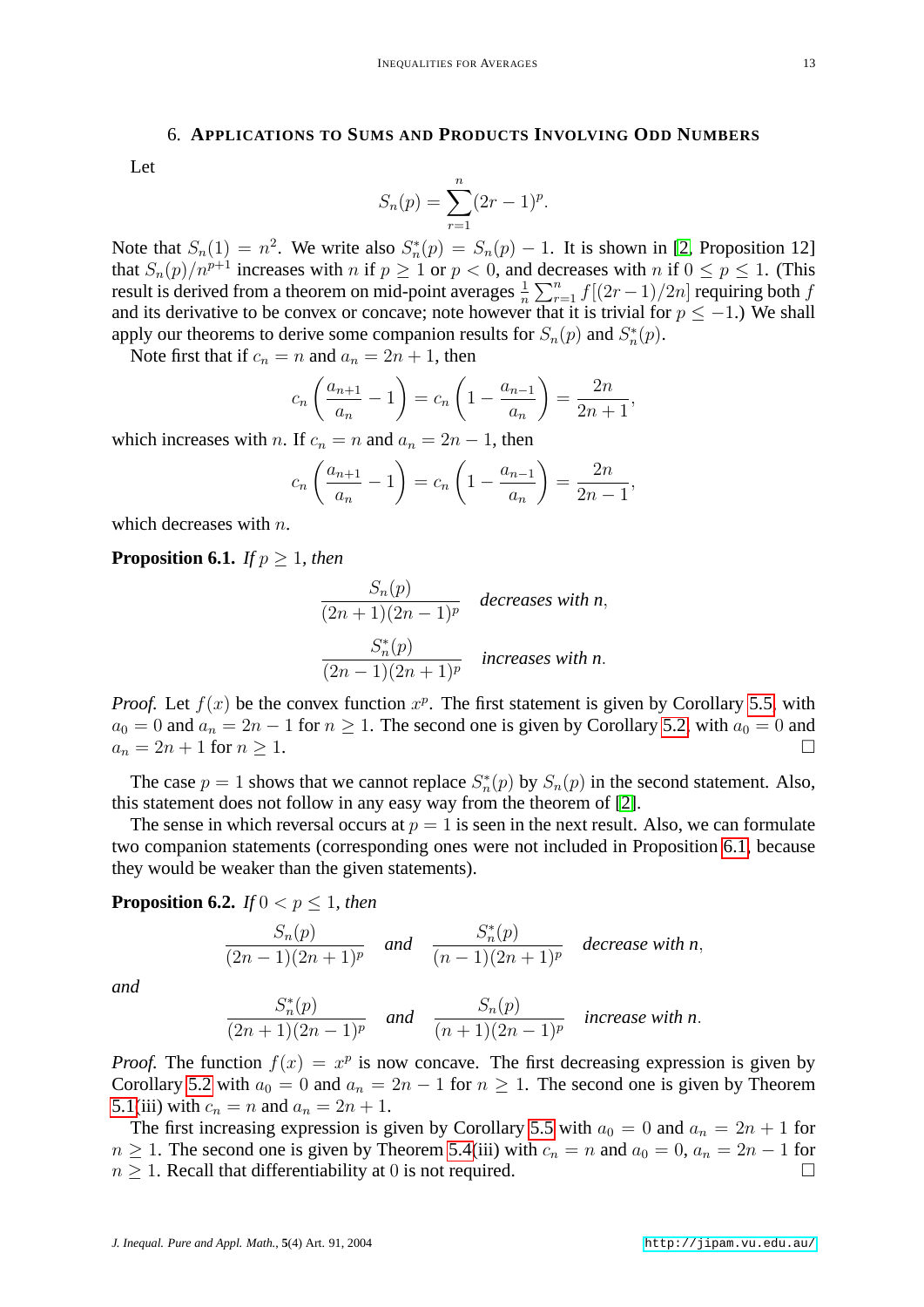## 6. Applications to Sums and Products Involving Odd Numbers

Let

$$S_n(p) = \sum_{r=1}^{n} (2r-1)^p.$$

Note that $S_n(1) = n^2$. We write also $S_n^*(p) = S_n(p) - 1$. It is shown in [2, Proposition 12] that $S_n(p)/n^{p+1}$ increases with $n$ if $p \geq 1$ or $p < 0$, and decreases with $n$ if $0 \leq p \leq 1$. (This result is derived from a theorem on mid-point averages $\frac{1}{n}\sum_{r=1}^{n} f[(2r-1)/2n]$ requiring both $f$ and its derivative to be convex or concave; note however that it is trivial for $p \leq -1$.) We shall apply our theorems to derive some companion results for $S_n(p)$ and $S_n^*(p)$.

Note first that if $c_n = n$ and $a_n = 2n+1$, then

$$c_n\left(\frac{a_{n+1}}{a_n} - 1\right) = c_n\left(1 - \frac{a_{n-1}}{a_n}\right) = \frac{2n}{2n+1},$$

which increases with $n$. If $c_n = n$ and $a_n = 2n-1$, then

$$c_n\left(\frac{a_{n+1}}{a_n} - 1\right) = c_n\left(1 - \frac{a_{n-1}}{a_n}\right) = \frac{2n}{2n-1},$$

which decreases with $n$.

**Proposition 6.1.** *If $p \geq 1$, then*

$$\frac{S_n(p)}{(2n+1)(2n-1)^p} \quad \textit{decreases with } n,$$

$$\frac{S_n^*(p)}{(2n-1)(2n+1)^p} \quad \textit{increases with } n.$$

*Proof.* Let $f(x)$ be the convex function $x^p$. The first statement is given by Corollary 5.5 with $a_0 = 0$ and $a_n = 2n-1$ for $n \geq 1$. The second one is given by Corollary 5.2 with $a_0 = 0$ and $a_n = 2n+1$ for $n \geq 1$. □

The case $p = 1$ shows that we cannot replace $S_n^*(p)$ by $S_n(p)$ in the second statement. Also, this statement does not follow in any easy way from the theorem of [2].

The sense in which reversal occurs at $p = 1$ is seen in the next result. Also, we can formulate two companion statements (corresponding ones were not included in Proposition 6.1 because they would be weaker than the given statements).

**Proposition 6.2.** *If $0 < p \leq 1$, then*

$$\frac{S_n(p)}{(2n-1)(2n+1)^p} \quad \textit{and} \quad \frac{S_n^*(p)}{(n-1)(2n+1)^p} \quad \textit{decrease with } n,$$

*and*

$$\frac{S_n^*(p)}{(2n+1)(2n-1)^p} \quad \textit{and} \quad \frac{S_n(p)}{(n+1)(2n-1)^p} \quad \textit{increase with } n.$$

*Proof.* The function $f(x) = x^p$ is now concave. The first decreasing expression is given by Corollary 5.2 with $a_0 = 0$ and $a_n = 2n-1$ for $n \geq 1$. The second one is given by Theorem 5.1(iii) with $c_n = n$ and $a_n = 2n+1$.

The first increasing expression is given by Corollary 5.5 with $a_0 = 0$ and $a_n = 2n+1$ for $n \geq 1$. The second is given by Theorem 5.4(iii) with $c_n = n$ and $a_0 = 0$, $a_n = 2n-1$ for $n \geq 1$. Recall that differentiability at $0$ is not required. □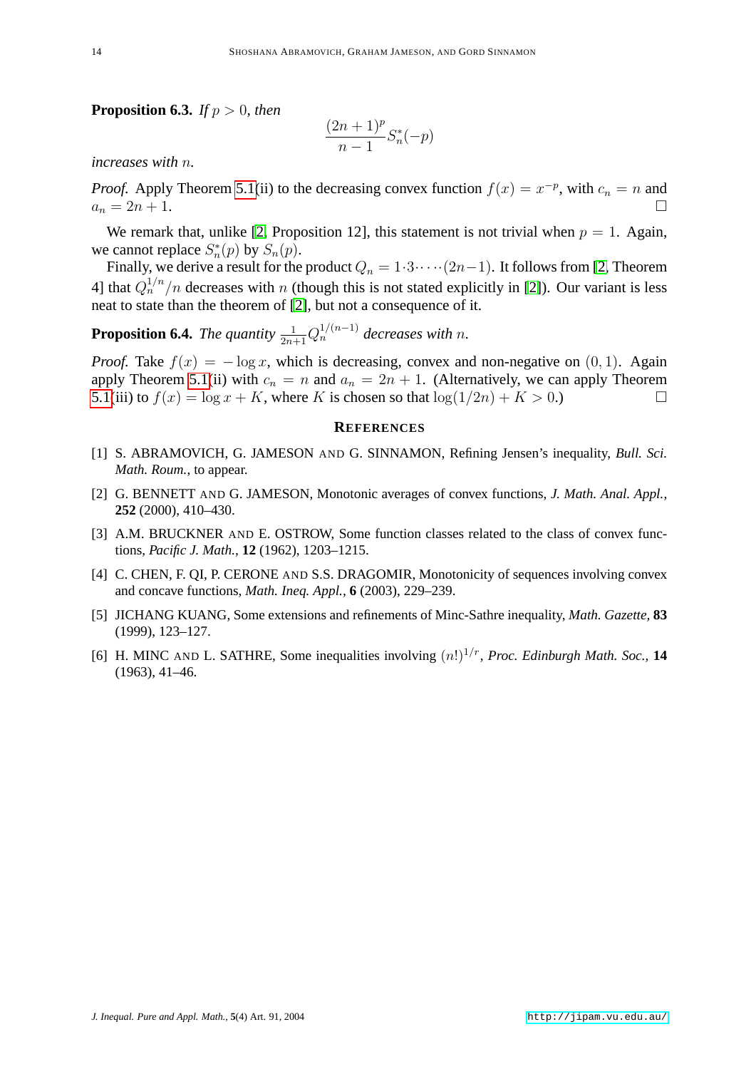**Proposition 6.3.** *If $p > 0$, then*

$$\frac{(2n+1)^p}{n-1} S_n^*(-p)$$

*increases with $n$.*

*Proof.* Apply Theorem 5.1(ii) to the decreasing convex function $f(x) = x^{-p}$, with $c_n = n$ and $a_n = 2n+1$. □

We remark that, unlike [2, Proposition 12], this statement is not trivial when $p = 1$. Again, we cannot replace $S_n^*(p)$ by $S_n(p)$.

Finally, we derive a result for the product $Q_n = 1 \cdot 3 \cdot \dots \cdot (2n-1)$. It follows from [2, Theorem 4] that $Q_n^{1/n}/n$ decreases with $n$ (though this is not stated explicitly in [2]). Our variant is less neat to state than the theorem of [2], but not a consequence of it.

**Proposition 6.4.** *The quantity $\frac{1}{2n+1} Q_n^{1/(n-1)}$ decreases with $n$.*

*Proof.* Take $f(x) = -\log x$, which is decreasing, convex and non-negative on $(0,1)$. Again apply Theorem 5.1(ii) with $c_n = n$ and $a_n = 2n+1$. (Alternatively, we can apply Theorem 5.1(iii) to $f(x) = \log x + K$, where $K$ is chosen so that $\log(1/2n) + K > 0$.) □

## References

[1] S. ABRAMOVICH, G. JAMESON AND G. SINNAMON, Refining Jensen's inequality, *Bull. Sci. Math. Roum.*, to appear.

[2] G. BENNETT AND G. JAMESON, Monotonic averages of convex functions, *J. Math. Anal. Appl.*, **252** (2000), 410–430.

[3] A.M. BRUCKNER AND E. OSTROW, Some function classes related to the class of convex functions, *Pacific J. Math.*, **12** (1962), 1203–1215.

[4] C. CHEN, F. QI, P. CERONE AND S.S. DRAGOMIR, Monotonicity of sequences involving convex and concave functions, *Math. Ineq. Appl.*, **6** (2003), 229–239.

[5] JICHANG KUANG, Some extensions and refinements of Minc-Sathre inequality, *Math. Gazette*, **83** (1999), 123–127.

[6] H. MINC AND L. SATHRE, Some inequalities involving $(n!)^{1/r}$, *Proc. Edinburgh Math. Soc.*, **14** (1963), 41–46.